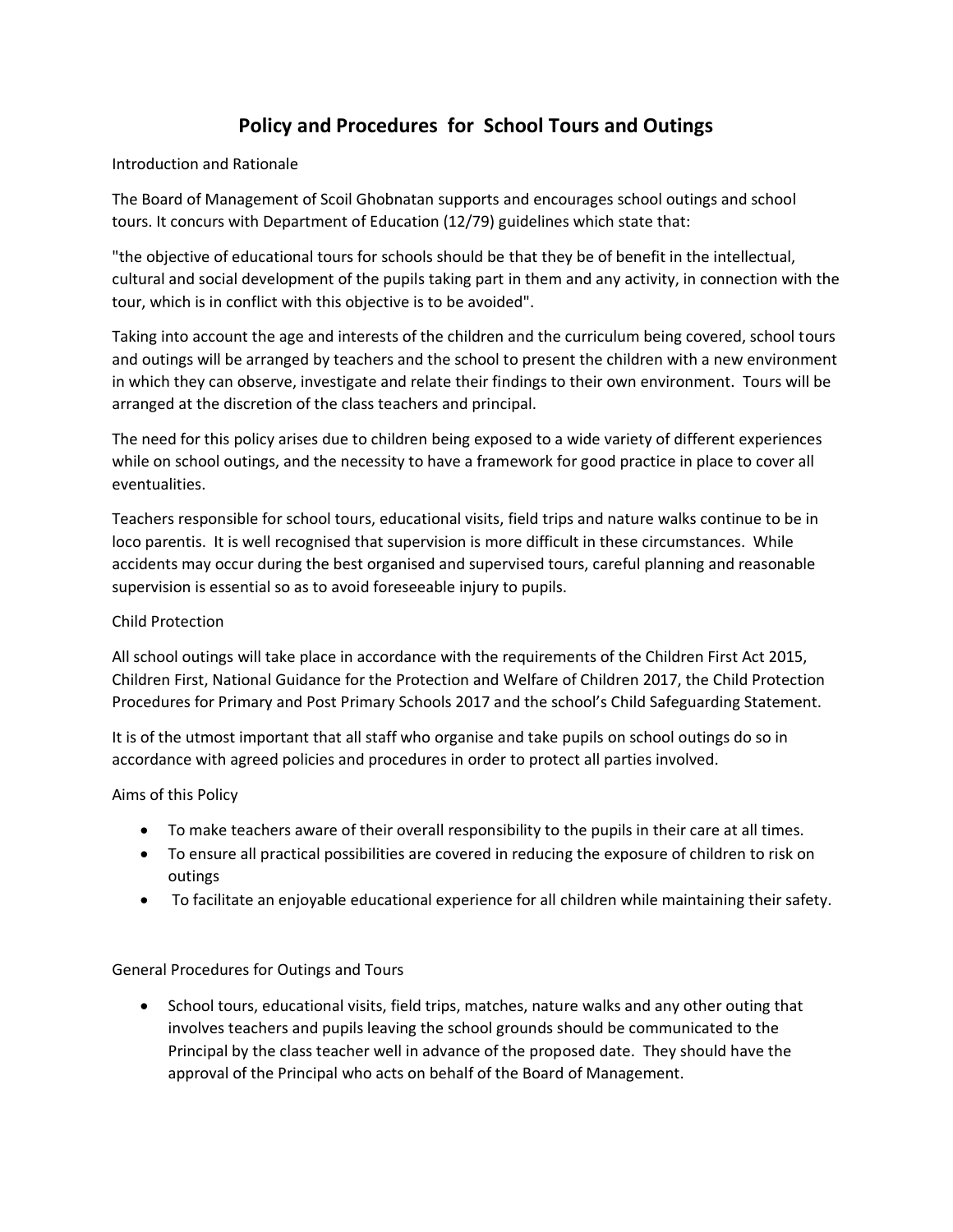# Policy and Procedures for School Tours and Outings

## Introduction and Rationale

The Board of Management of Scoil Ghobnatan supports and encourages school outings and school tours. It concurs with Department of Education (12/79) guidelines which state that:

"the objective of educational tours for schools should be that they be of benefit in the intellectual, cultural and social development of the pupils taking part in them and any activity, in connection with the tour, which is in conflict with this objective is to be avoided".

Taking into account the age and interests of the children and the curriculum being covered, school tours and outings will be arranged by teachers and the school to present the children with a new environment in which they can observe, investigate and relate their findings to their own environment. Tours will be arranged at the discretion of the class teachers and principal.

The need for this policy arises due to children being exposed to a wide variety of different experiences while on school outings, and the necessity to have a framework for good practice in place to cover all eventualities.

Teachers responsible for school tours, educational visits, field trips and nature walks continue to be in loco parentis. It is well recognised that supervision is more difficult in these circumstances. While accidents may occur during the best organised and supervised tours, careful planning and reasonable supervision is essential so as to avoid foreseeable injury to pupils.

## Child Protection

All school outings will take place in accordance with the requirements of the Children First Act 2015, Children First, National Guidance for the Protection and Welfare of Children 2017, the Child Protection Procedures for Primary and Post Primary Schools 2017 and the school's Child Safeguarding Statement.

It is of the utmost important that all staff who organise and take pupils on school outings do so in accordance with agreed policies and procedures in order to protect all parties involved.

## Aims of this Policy

- To make teachers aware of their overall responsibility to the pupils in their care at all times.
- To ensure all practical possibilities are covered in reducing the exposure of children to risk on outings
- To facilitate an enjoyable educational experience for all children while maintaining their safety.

## General Procedures for Outings and Tours

- School tours, educational visits, field trips, matches, nature walks and any other outing that involves teachers and pupils leaving the school grounds should be communicated to the Principal by the class teacher well in advance of the proposed date. They should have the approval of the Principal who acts on behalf of the Board of Management.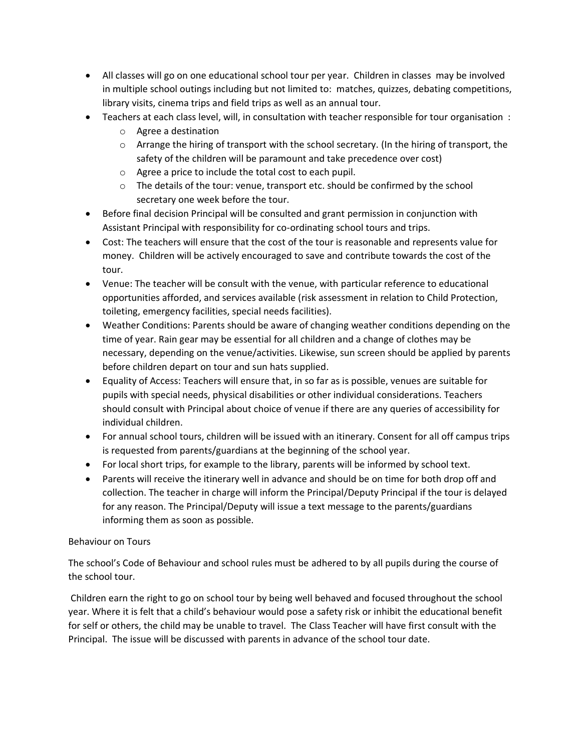- All classes will go on one educational school tour per year. Children in classes may be involved in multiple school outings including but not limited to: matches, quizzes, debating competitions, library visits, cinema trips and field trips as well as an annual tour.
- Teachers at each class level, will, in consultation with teacher responsible for tour organisation :
    - Agree a destination
    - Arrange the hiring of transport with the school secretary. (In the hiring of transport, the safety of the children will be paramount and take precedence over cost)
    - Agree a price to include the total cost to each pupil.
    - The details of the tour: venue, transport etc. should be confirmed by the school secretary one week before the tour.
- Before final decision Principal will be consulted and grant permission in conjunction with Assistant Principal with responsibility for co-ordinating school tours and trips.
- Cost: The teachers will ensure that the cost of the tour is reasonable and represents value for money. Children will be actively encouraged to save and contribute towards the cost of the tour.
- Venue: The teacher will be consult with the venue, with particular reference to educational opportunities afforded, and services available (risk assessment in relation to Child Protection, toileting, emergency facilities, special needs facilities).
- Weather Conditions: Parents should be aware of changing weather conditions depending on the time of year. Rain gear may be essential for all children and a change of clothes may be necessary, depending on the venue/activities. Likewise, sun screen should be applied by parents before children depart on tour and sun hats supplied.
- Equality of Access: Teachers will ensure that, in so far as is possible, venues are suitable for pupils with special needs, physical disabilities or other individual considerations. Teachers should consult with Principal about choice of venue if there are any queries of accessibility for individual children.
- For annual school tours, children will be issued with an itinerary. Consent for all off campus trips is requested from parents/guardians at the beginning of the school year.
- For local short trips, for example to the library, parents will be informed by school text.
- Parents will receive the itinerary well in advance and should be on time for both drop off and collection. The teacher in charge will inform the Principal/Deputy Principal if the tour is delayed for any reason. The Principal/Deputy will issue a text message to the parents/guardians informing them as soon as possible.

Behaviour on Tours

The school's Code of Behaviour and school rules must be adhered to by all pupils during the course of the school tour.

Children earn the right to go on school tour by being well behaved and focused throughout the school year. Where it is felt that a child's behaviour would pose a safety risk or inhibit the educational benefit for self or others, the child may be unable to travel. The Class Teacher will have first consult with the Principal. The issue will be discussed with parents in advance of the school tour date.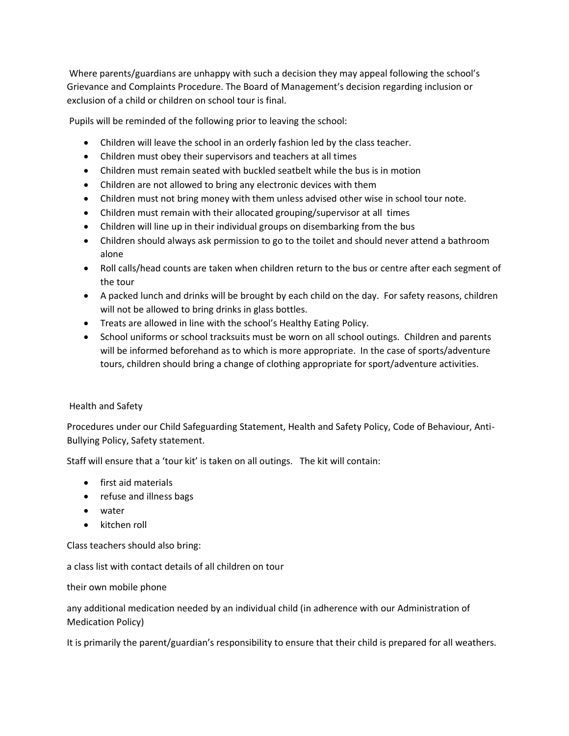Where parents/guardians are unhappy with such a decision they may appeal following the school's Grievance and Complaints Procedure. The Board of Management's decision regarding inclusion or exclusion of a child or children on school tour is final.

Pupils will be reminded of the following prior to leaving the school:

- Children will leave the school in an orderly fashion led by the class teacher.
- Children must obey their supervisors and teachers at all times
- Children must remain seated with buckled seatbelt while the bus is in motion
- Children are not allowed to bring any electronic devices with them
- Children must not bring money with them unless advised other wise in school tour note.
- Children must remain with their allocated grouping/supervisor at all times
- Children will line up in their individual groups on disembarking from the bus
- Children should always ask permission to go to the toilet and should never attend a bathroom alone
- Roll calls/head counts are taken when children return to the bus or centre after each segment of the tour
- A packed lunch and drinks will be brought by each child on the day. For safety reasons, children will not be allowed to bring drinks in glass bottles.
- Treats are allowed in line with the school's Healthy Eating Policy.
- School uniforms or school tracksuits must be worn on all school outings. Children and parents will be informed beforehand as to which is more appropriate. In the case of sports/adventure tours, children should bring a change of clothing appropriate for sport/adventure activities.

## Health and Safety

Procedures under our Child Safeguarding Statement, Health and Safety Policy, Code of Behaviour, Anti-Bullying Policy, Safety statement.

Staff will ensure that a 'tour kit' is taken on all outings. The kit will contain:

- first aid materials
- refuse and illness bags
- water
- kitchen roll

Class teachers should also bring:

a class list with contact details of all children on tour

their own mobile phone

any additional medication needed by an individual child (in adherence with our Administration of Medication Policy)

It is primarily the parent/guardian's responsibility to ensure that their child is prepared for all weathers.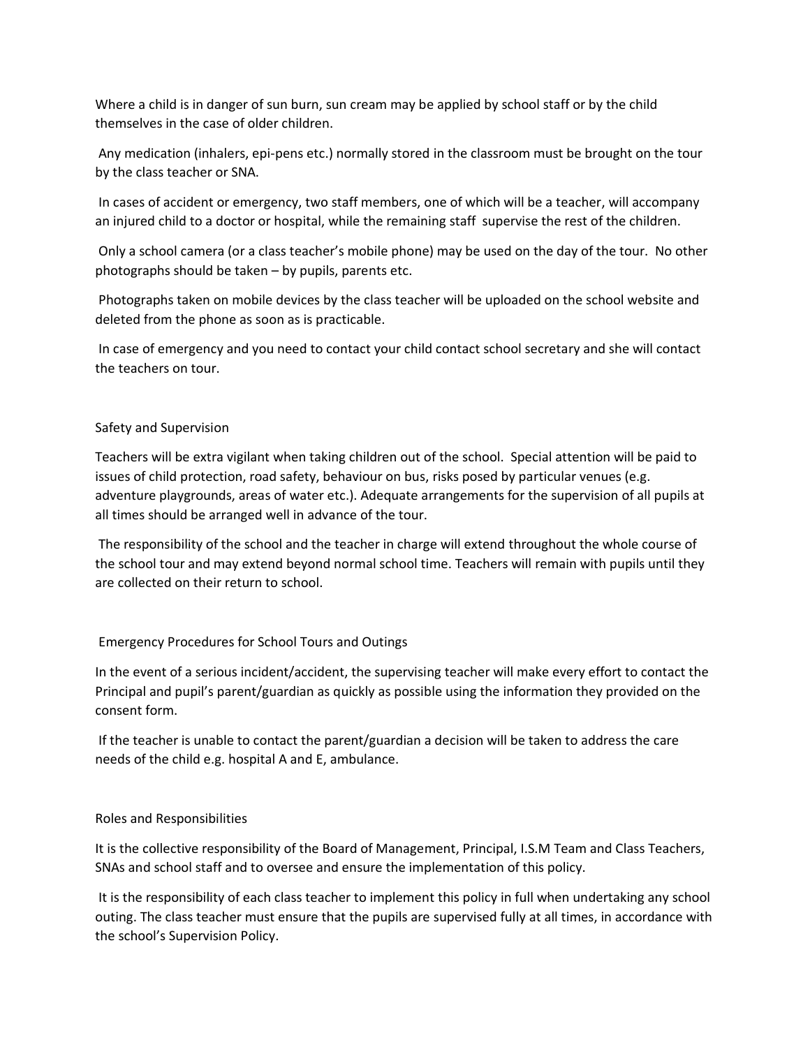Where a child is in danger of sun burn, sun cream may be applied by school staff or by the child themselves in the case of older children.

Any medication (inhalers, epi-pens etc.) normally stored in the classroom must be brought on the tour by the class teacher or SNA.

In cases of accident or emergency, two staff members, one of which will be a teacher, will accompany an injured child to a doctor or hospital, while the remaining staff supervise the rest of the children.

Only a school camera (or a class teacher's mobile phone) may be used on the day of the tour. No other photographs should be taken – by pupils, parents etc.

Photographs taken on mobile devices by the class teacher will be uploaded on the school website and deleted from the phone as soon as is practicable.

In case of emergency and you need to contact your child contact school secretary and she will contact the teachers on tour.

## Safety and Supervision

Teachers will be extra vigilant when taking children out of the school. Special attention will be paid to issues of child protection, road safety, behaviour on bus, risks posed by particular venues (e.g. adventure playgrounds, areas of water etc.). Adequate arrangements for the supervision of all pupils at all times should be arranged well in advance of the tour.

The responsibility of the school and the teacher in charge will extend throughout the whole course of the school tour and may extend beyond normal school time. Teachers will remain with pupils until they are collected on their return to school.

## Emergency Procedures for School Tours and Outings

In the event of a serious incident/accident, the supervising teacher will make every effort to contact the Principal and pupil's parent/guardian as quickly as possible using the information they provided on the consent form.

If the teacher is unable to contact the parent/guardian a decision will be taken to address the care needs of the child e.g. hospital A and E, ambulance.

## Roles and Responsibilities

It is the collective responsibility of the Board of Management, Principal, I.S.M Team and Class Teachers, SNAs and school staff and to oversee and ensure the implementation of this policy.

It is the responsibility of each class teacher to implement this policy in full when undertaking any school outing. The class teacher must ensure that the pupils are supervised fully at all times, in accordance with the school's Supervision Policy.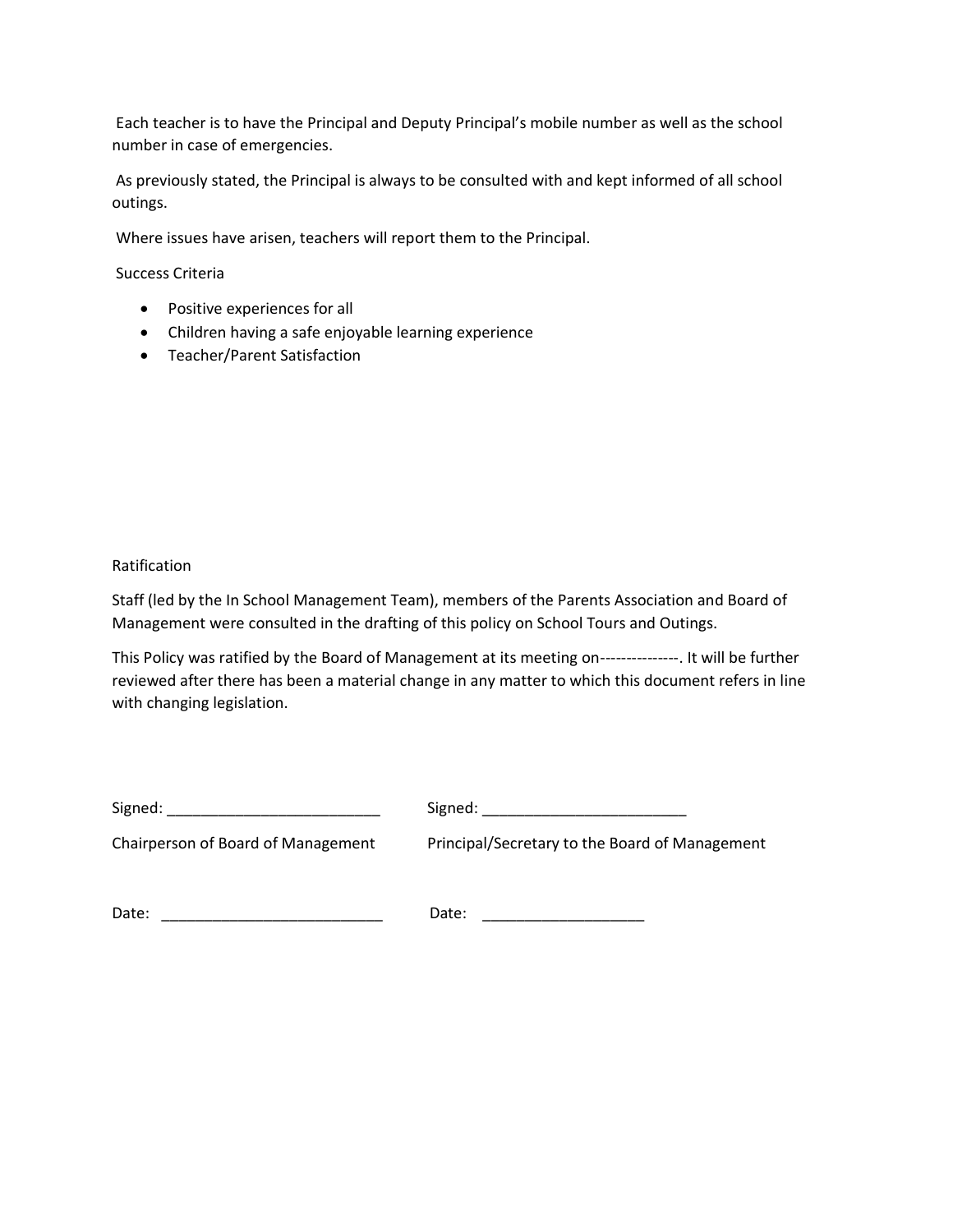Each teacher is to have the Principal and Deputy Principal's mobile number as well as the school number in case of emergencies.

As previously stated, the Principal is always to be consulted with and kept informed of all school outings.

Where issues have arisen, teachers will report them to the Principal.

Success Criteria

- Positive experiences for all
- Children having a safe enjoyable learning experience
- Teacher/Parent Satisfaction

Ratification

Staff (led by the In School Management Team), members of the Parents Association and Board of Management were consulted in the drafting of this policy on School Tours and Outings.

This Policy was ratified by the Board of Management at its meeting on---------------. It will be further reviewed after there has been a material change in any matter to which this document refers in line with changing legislation.

Signed: _________________________

Chairperson of Board of Management

Date: __________________________

Signed: ________________________

Principal/Secretary to the Board of Management

Date: ___________________